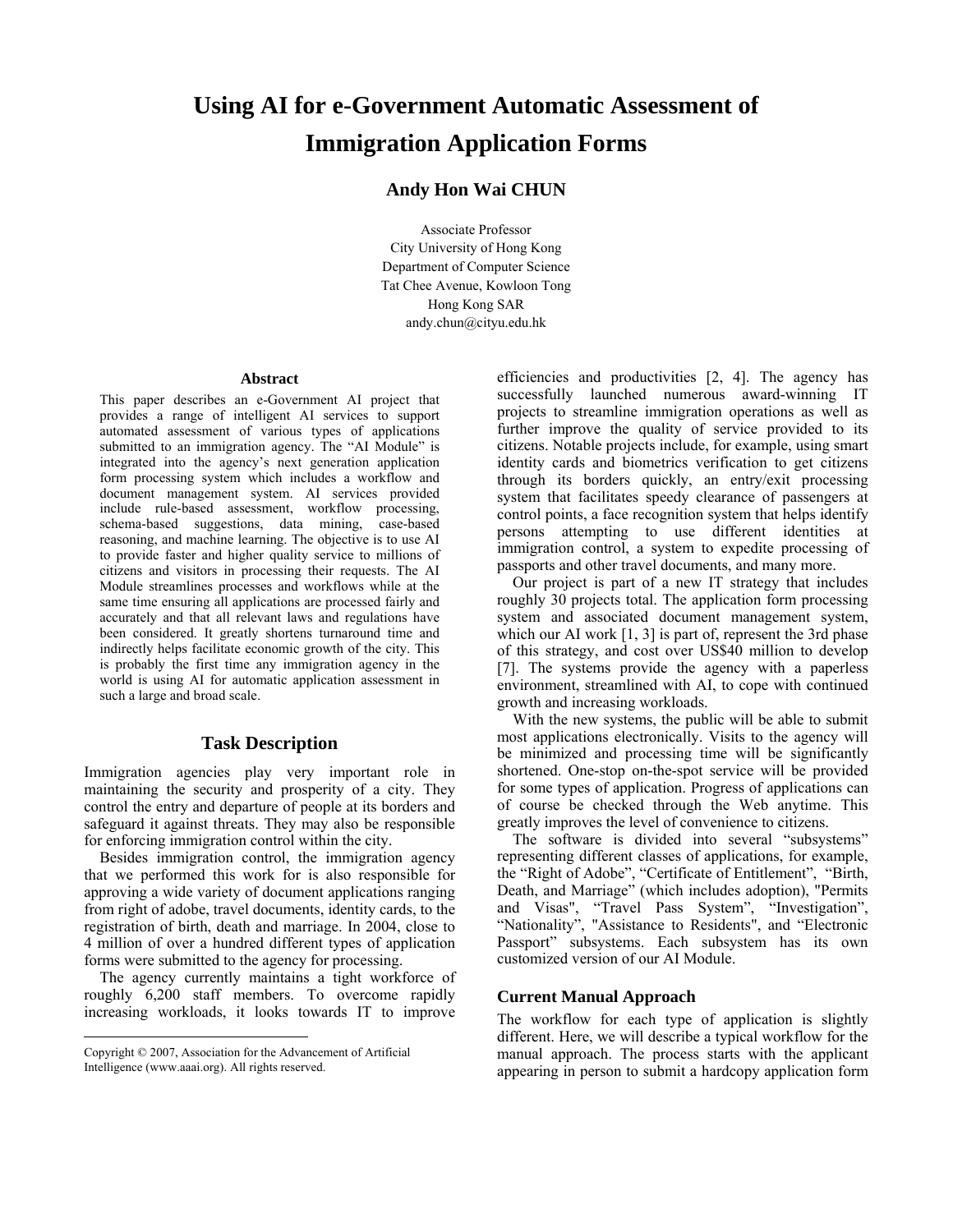# Using AI for e-Government Automatic Assessment of Immigration Application Forms

**Andy Hon Wai CHUN**

Associate Professor
City University of Hong Kong
Department of Computer Science
Tat Chee Avenue, Kowloon Tong
Hong Kong SAR
andy.chun@cityu.edu.hk

### Abstract

This paper describes an e-Government AI project that provides a range of intelligent AI services to support automated assessment of various types of applications submitted to an immigration agency. The "AI Module" is integrated into the agency's next generation application form processing system which includes a workflow and document management system. AI services provided include rule-based assessment, workflow processing, schema-based suggestions, data mining, case-based reasoning, and machine learning. The objective is to use AI to provide faster and higher quality service to millions of citizens and visitors in processing their requests. The AI Module streamlines processes and workflows while at the same time ensuring all applications are processed fairly and accurately and that all relevant laws and regulations have been considered. It greatly shortens turnaround time and indirectly helps facilitate economic growth of the city. This is probably the first time any immigration agency in the world is using AI for automatic application assessment in such a large and broad scale.

## Task Description

Immigration agencies play very important role in maintaining the security and prosperity of a city. They control the entry and departure of people at its borders and safeguard it against threats. They may also be responsible for enforcing immigration control within the city.

Besides immigration control, the immigration agency that we performed this work for is also responsible for approving a wide variety of document applications ranging from right of adobe, travel documents, identity cards, to the registration of birth, death and marriage. In 2004, close to 4 million of over a hundred different types of application forms were submitted to the agency for processing.

The agency currently maintains a tight workforce of roughly 6,200 staff members. To overcome rapidly increasing workloads, it looks towards IT to improve efficiencies and productivities [2, 4]. The agency has successfully launched numerous award-winning IT projects to streamline immigration operations as well as further improve the quality of service provided to its citizens. Notable projects include, for example, using smart identity cards and biometrics verification to get citizens through its borders quickly, an entry/exit processing system that facilitates speedy clearance of passengers at control points, a face recognition system that helps identify persons attempting to use different identities at immigration control, a system to expedite processing of passports and other travel documents, and many more.

Our project is part of a new IT strategy that includes roughly 30 projects total. The application form processing system and associated document management system, which our AI work [1, 3] is part of, represent the 3rd phase of this strategy, and cost over US$40 million to develop [7]. The systems provide the agency with a paperless environment, streamlined with AI, to cope with continued growth and increasing workloads.

With the new systems, the public will be able to submit most applications electronically. Visits to the agency will be minimized and processing time will be significantly shortened. One-stop on-the-spot service will be provided for some types of application. Progress of applications can of course be checked through the Web anytime. This greatly improves the level of convenience to citizens.

The software is divided into several "subsystems" representing different classes of applications, for example, the "Right of Adobe", "Certificate of Entitlement", "Birth, Death, and Marriage" (which includes adoption), "Permits and Visas", "Travel Pass System", "Investigation", "Nationality", "Assistance to Residents", and "Electronic Passport" subsystems. Each subsystem has its own customized version of our AI Module.

### Current Manual Approach

The workflow for each type of application is slightly different. Here, we will describe a typical workflow for the manual approach. The process starts with the applicant appearing in person to submit a hardcopy application form

Copyright © 2007, Association for the Advancement of Artificial Intelligence (www.aaai.org). All rights reserved.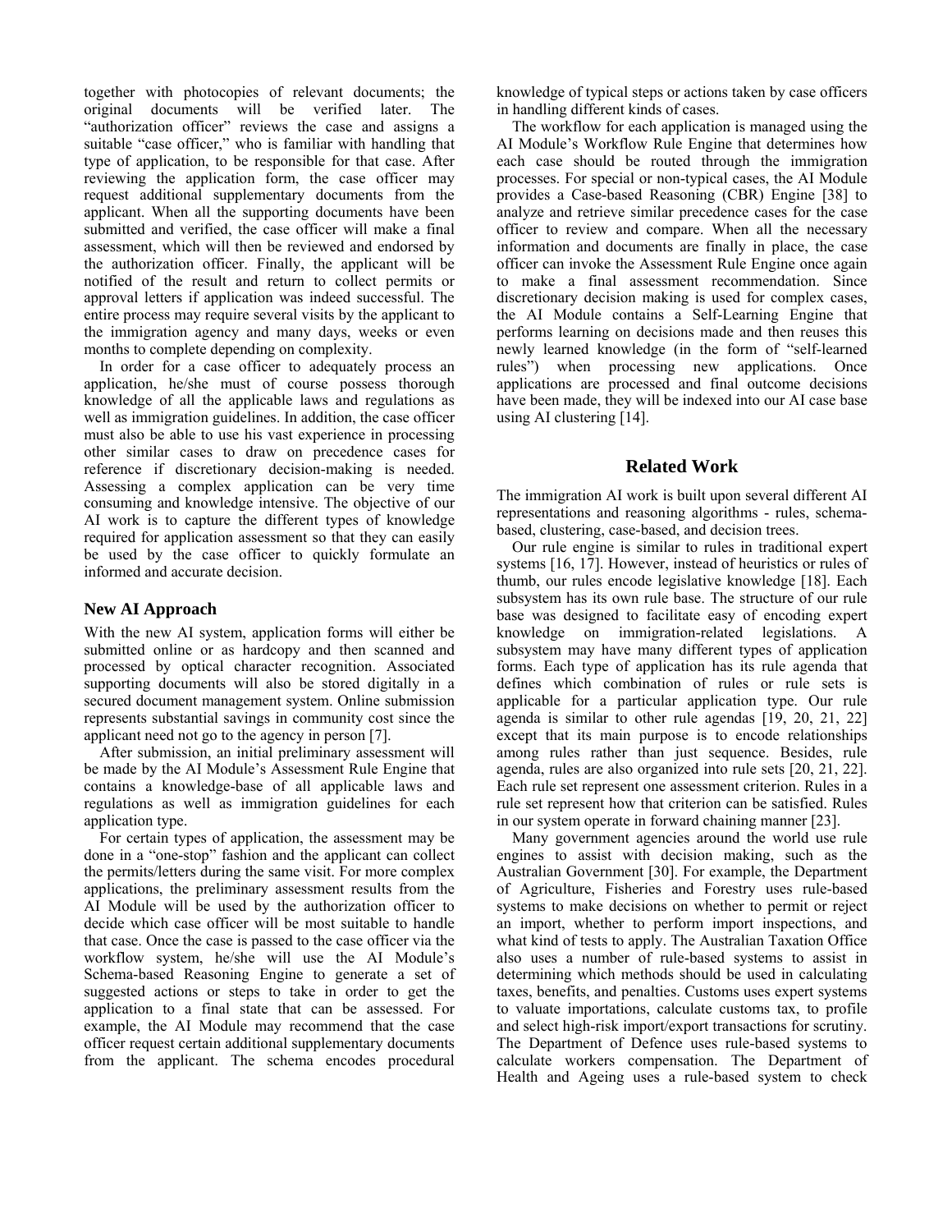together with photocopies of relevant documents; the original documents will be verified later. The "authorization officer" reviews the case and assigns a suitable "case officer," who is familiar with handling that type of application, to be responsible for that case. After reviewing the application form, the case officer may request additional supplementary documents from the applicant. When all the supporting documents have been submitted and verified, the case officer will make a final assessment, which will then be reviewed and endorsed by the authorization officer. Finally, the applicant will be notified of the result and return to collect permits or approval letters if application was indeed successful. The entire process may require several visits by the applicant to the immigration agency and many days, weeks or even months to complete depending on complexity.

In order for a case officer to adequately process an application, he/she must of course possess thorough knowledge of all the applicable laws and regulations as well as immigration guidelines. In addition, the case officer must also be able to use his vast experience in processing other similar cases to draw on precedence cases for reference if discretionary decision-making is needed. Assessing a complex application can be very time consuming and knowledge intensive. The objective of our AI work is to capture the different types of knowledge required for application assessment so that they can easily be used by the case officer to quickly formulate an informed and accurate decision.

### New AI Approach

With the new AI system, application forms will either be submitted online or as hardcopy and then scanned and processed by optical character recognition. Associated supporting documents will also be stored digitally in a secured document management system. Online submission represents substantial savings in community cost since the applicant need not go to the agency in person [7].

After submission, an initial preliminary assessment will be made by the AI Module's Assessment Rule Engine that contains a knowledge-base of all applicable laws and regulations as well as immigration guidelines for each application type.

For certain types of application, the assessment may be done in a "one-stop" fashion and the applicant can collect the permits/letters during the same visit. For more complex applications, the preliminary assessment results from the AI Module will be used by the authorization officer to decide which case officer will be most suitable to handle that case. Once the case is passed to the case officer via the workflow system, he/she will use the AI Module's Schema-based Reasoning Engine to generate a set of suggested actions or steps to take in order to get the application to a final state that can be assessed. For example, the AI Module may recommend that the case officer request certain additional supplementary documents from the applicant. The schema encodes procedural knowledge of typical steps or actions taken by case officers in handling different kinds of cases.

The workflow for each application is managed using the AI Module's Workflow Rule Engine that determines how each case should be routed through the immigration processes. For special or non-typical cases, the AI Module provides a Case-based Reasoning (CBR) Engine [38] to analyze and retrieve similar precedence cases for the case officer to review and compare. When all the necessary information and documents are finally in place, the case officer can invoke the Assessment Rule Engine once again to make a final assessment recommendation. Since discretionary decision making is used for complex cases, the AI Module contains a Self-Learning Engine that performs learning on decisions made and then reuses this newly learned knowledge (in the form of "self-learned rules") when processing new applications. Once applications are processed and final outcome decisions have been made, they will be indexed into our AI case base using AI clustering [14].

## Related Work

The immigration AI work is built upon several different AI representations and reasoning algorithms - rules, schema-based, clustering, case-based, and decision trees.

Our rule engine is similar to rules in traditional expert systems [16, 17]. However, instead of heuristics or rules of thumb, our rules encode legislative knowledge [18]. Each subsystem has its own rule base. The structure of our rule base was designed to facilitate easy of encoding expert knowledge on immigration-related legislations. A subsystem may have many different types of application forms. Each type of application has its rule agenda that defines which combination of rules or rule sets is applicable for a particular application type. Our rule agenda is similar to other rule agendas [19, 20, 21, 22] except that its main purpose is to encode relationships among rules rather than just sequence. Besides, rule agenda, rules are also organized into rule sets [20, 21, 22]. Each rule set represent one assessment criterion. Rules in a rule set represent how that criterion can be satisfied. Rules in our system operate in forward chaining manner [23].

Many government agencies around the world use rule engines to assist with decision making, such as the Australian Government [30]. For example, the Department of Agriculture, Fisheries and Forestry uses rule-based systems to make decisions on whether to permit or reject an import, whether to perform import inspections, and what kind of tests to apply. The Australian Taxation Office also uses a number of rule-based systems to assist in determining which methods should be used in calculating taxes, benefits, and penalties. Customs uses expert systems to valuate importations, calculate customs tax, to profile and select high-risk import/export transactions for scrutiny. The Department of Defence uses rule-based systems to calculate workers compensation. The Department of Health and Ageing uses a rule-based system to check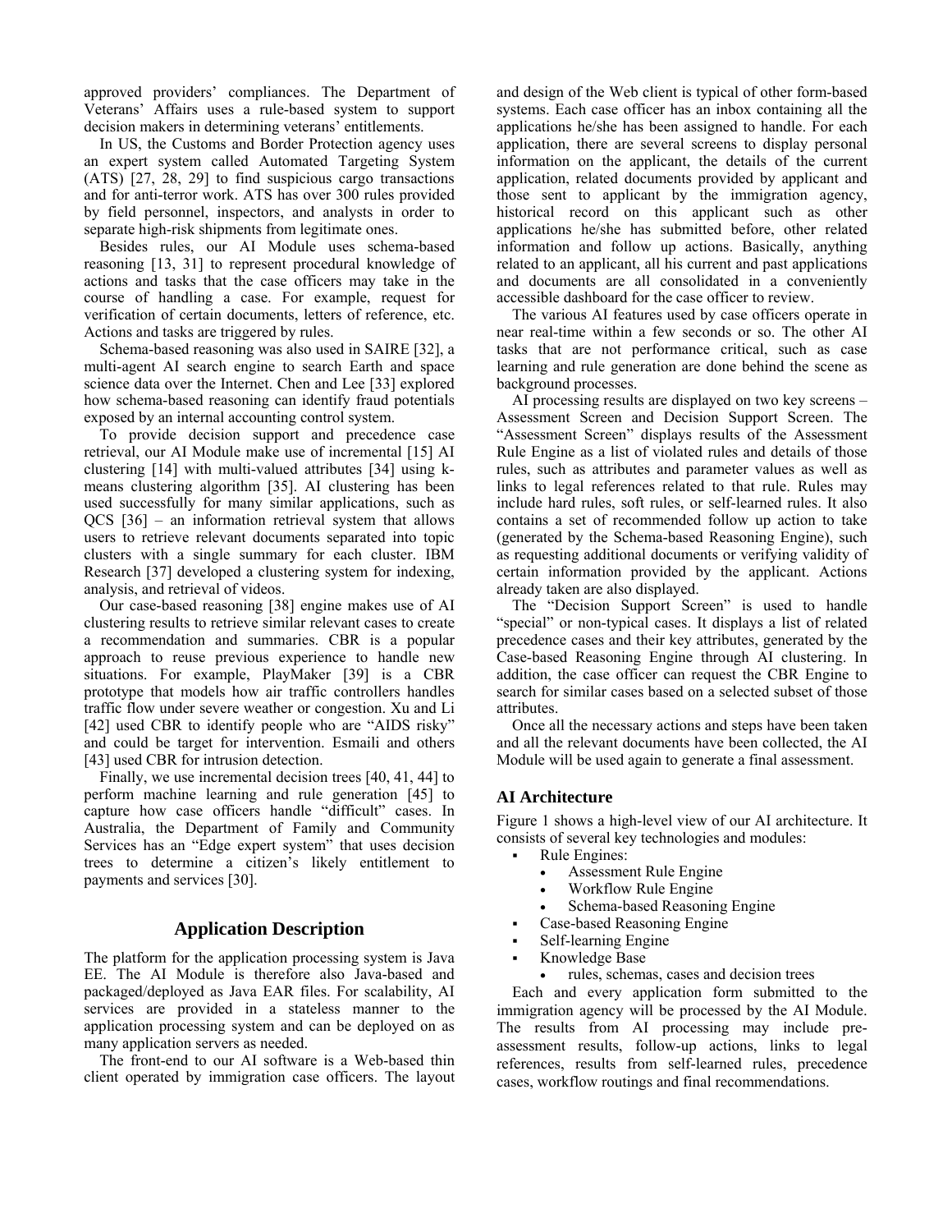approved providers' compliances. The Department of Veterans' Affairs uses a rule-based system to support decision makers in determining veterans' entitlements.

In US, the Customs and Border Protection agency uses an expert system called Automated Targeting System (ATS) [27, 28, 29] to find suspicious cargo transactions and for anti-terror work. ATS has over 300 rules provided by field personnel, inspectors, and analysts in order to separate high-risk shipments from legitimate ones.

Besides rules, our AI Module uses schema-based reasoning [13, 31] to represent procedural knowledge of actions and tasks that the case officers may take in the course of handling a case. For example, request for verification of certain documents, letters of reference, etc. Actions and tasks are triggered by rules.

Schema-based reasoning was also used in SAIRE [32], a multi-agent AI search engine to search Earth and space science data over the Internet. Chen and Lee [33] explored how schema-based reasoning can identify fraud potentials exposed by an internal accounting control system.

To provide decision support and precedence case retrieval, our AI Module make use of incremental [15] AI clustering [14] with multi-valued attributes [34] using k-means clustering algorithm [35]. AI clustering has been used successfully for many similar applications, such as QCS [36] – an information retrieval system that allows users to retrieve relevant documents separated into topic clusters with a single summary for each cluster. IBM Research [37] developed a clustering system for indexing, analysis, and retrieval of videos.

Our case-based reasoning [38] engine makes use of AI clustering results to retrieve similar relevant cases to create a recommendation and summaries. CBR is a popular approach to reuse previous experience to handle new situations. For example, PlayMaker [39] is a CBR prototype that models how air traffic controllers handles traffic flow under severe weather or congestion. Xu and Li [42] used CBR to identify people who are "AIDS risky" and could be target for intervention. Esmaili and others [43] used CBR for intrusion detection.

Finally, we use incremental decision trees [40, 41, 44] to perform machine learning and rule generation [45] to capture how case officers handle "difficult" cases. In Australia, the Department of Family and Community Services has an "Edge expert system" that uses decision trees to determine a citizen's likely entitlement to payments and services [30].

## Application Description

The platform for the application processing system is Java EE. The AI Module is therefore also Java-based and packaged/deployed as Java EAR files. For scalability, AI services are provided in a stateless manner to the application processing system and can be deployed on as many application servers as needed.

The front-end to our AI software is a Web-based thin client operated by immigration case officers. The layout and design of the Web client is typical of other form-based systems. Each case officer has an inbox containing all the applications he/she has been assigned to handle. For each application, there are several screens to display personal information on the applicant, the details of the current application, related documents provided by applicant and those sent to applicant by the immigration agency, historical record on this applicant such as other applications he/she has submitted before, other related information and follow up actions. Basically, anything related to an applicant, all his current and past applications and documents are all consolidated in a conveniently accessible dashboard for the case officer to review.

The various AI features used by case officers operate in near real-time within a few seconds or so. The other AI tasks that are not performance critical, such as case learning and rule generation are done behind the scene as background processes.

AI processing results are displayed on two key screens – Assessment Screen and Decision Support Screen. The "Assessment Screen" displays results of the Assessment Rule Engine as a list of violated rules and details of those rules, such as attributes and parameter values as well as links to legal references related to that rule. Rules may include hard rules, soft rules, or self-learned rules. It also contains a set of recommended follow up action to take (generated by the Schema-based Reasoning Engine), such as requesting additional documents or verifying validity of certain information provided by the applicant. Actions already taken are also displayed.

The "Decision Support Screen" is used to handle "special" or non-typical cases. It displays a list of related precedence cases and their key attributes, generated by the Case-based Reasoning Engine through AI clustering. In addition, the case officer can request the CBR Engine to search for similar cases based on a selected subset of those attributes.

Once all the necessary actions and steps have been taken and all the relevant documents have been collected, the AI Module will be used again to generate a final assessment.

### AI Architecture

Figure 1 shows a high-level view of our AI architecture. It consists of several key technologies and modules:

- Rule Engines:
  - Assessment Rule Engine
  - Workflow Rule Engine
  - Schema-based Reasoning Engine
- Case-based Reasoning Engine
- Self-learning Engine
- Knowledge Base
  - rules, schemas, cases and decision trees

Each and every application form submitted to the immigration agency will be processed by the AI Module. The results from AI processing may include pre-assessment results, follow-up actions, links to legal references, results from self-learned rules, precedence cases, workflow routings and final recommendations.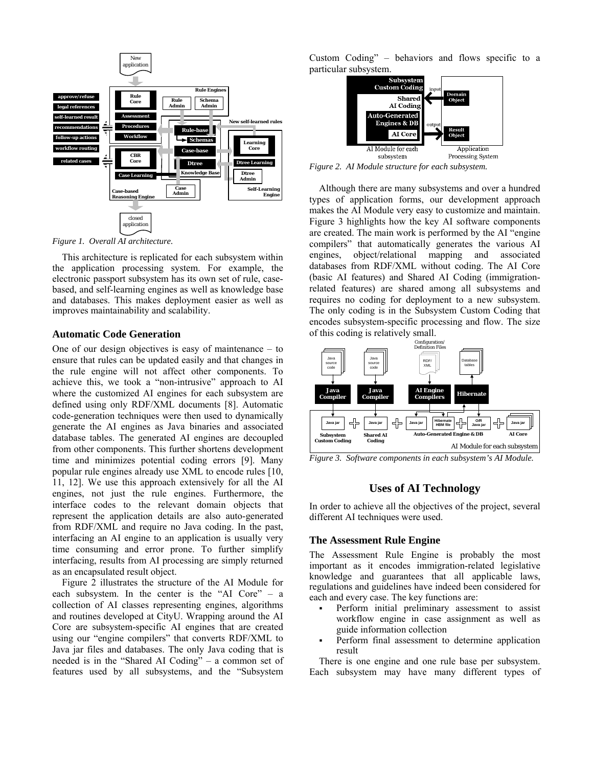*Figure 1. Overall AI architecture.*

This architecture is replicated for each subsystem within the application processing system. For example, the electronic passport subsystem has its own set of rule, case-based, and self-learning engines as well as knowledge base and databases. This makes deployment easier as well as improves maintainability and scalability.

### Automatic Code Generation

One of our design objectives is easy of maintenance – to ensure that rules can be updated easily and that changes in the rule engine will not affect other components. To achieve this, we took a "non-intrusive" approach to AI where the customized AI engines for each subsystem are defined using only RDF/XML documents [8]. Automatic code-generation techniques were then used to dynamically generate the AI engines as Java binaries and associated database tables. The generated AI engines are decoupled from other components. This further shortens development time and minimizes potential coding errors [9]. Many popular rule engines already use XML to encode rules [10, 11, 12]. We use this approach extensively for all the AI engines, not just the rule engines. Furthermore, the interface codes to the relevant domain objects that represent the application details are also auto-generated from RDF/XML and require no Java coding. In the past, interfacing an AI engine to an application is usually very time consuming and error prone. To further simplify interfacing, results from AI processing are simply returned as an encapsulated result object.

Figure 2 illustrates the structure of the AI Module for each subsystem. In the center is the "AI Core" – a collection of AI classes representing engines, algorithms and routines developed at CityU. Wrapping around the AI Core are subsystem-specific AI engines that are created using our "engine compilers" that converts RDF/XML to Java jar files and databases. The only Java coding that is needed is in the "Shared AI Coding" – a common set of features used by all subsystems, and the "Subsystem Custom Coding" – behaviors and flows specific to a particular subsystem.

*Figure 2. AI Module structure for each subsystem.*

Although there are many subsystems and over a hundred types of application forms, our development approach makes the AI Module very easy to customize and maintain. Figure 3 highlights how the key AI software components are created. The main work is performed by the AI "engine compilers" that automatically generates the various AI engines, object/relational mapping and associated databases from RDF/XML without coding. The AI Core (basic AI features) and Shared AI Coding (immigration-related features) are shared among all subsystems and requires no coding for deployment to a new subsystem. The only coding is in the Subsystem Custom Coding that encodes subsystem-specific processing and flow. The size of this coding is relatively small.

*Figure 3. Software components in each subsystem's AI Module.*

## Uses of AI Technology

In order to achieve all the objectives of the project, several different AI techniques were used.

### The Assessment Rule Engine

The Assessment Rule Engine is probably the most important as it encodes immigration-related legislative knowledge and guarantees that all applicable laws, regulations and guidelines have indeed been considered for each and every case. The key functions are:

- Perform initial preliminary assessment to assist workflow engine in case assignment as well as guide information collection
- Perform final assessment to determine application result

There is one engine and one rule base per subsystem. Each subsystem may have many different types of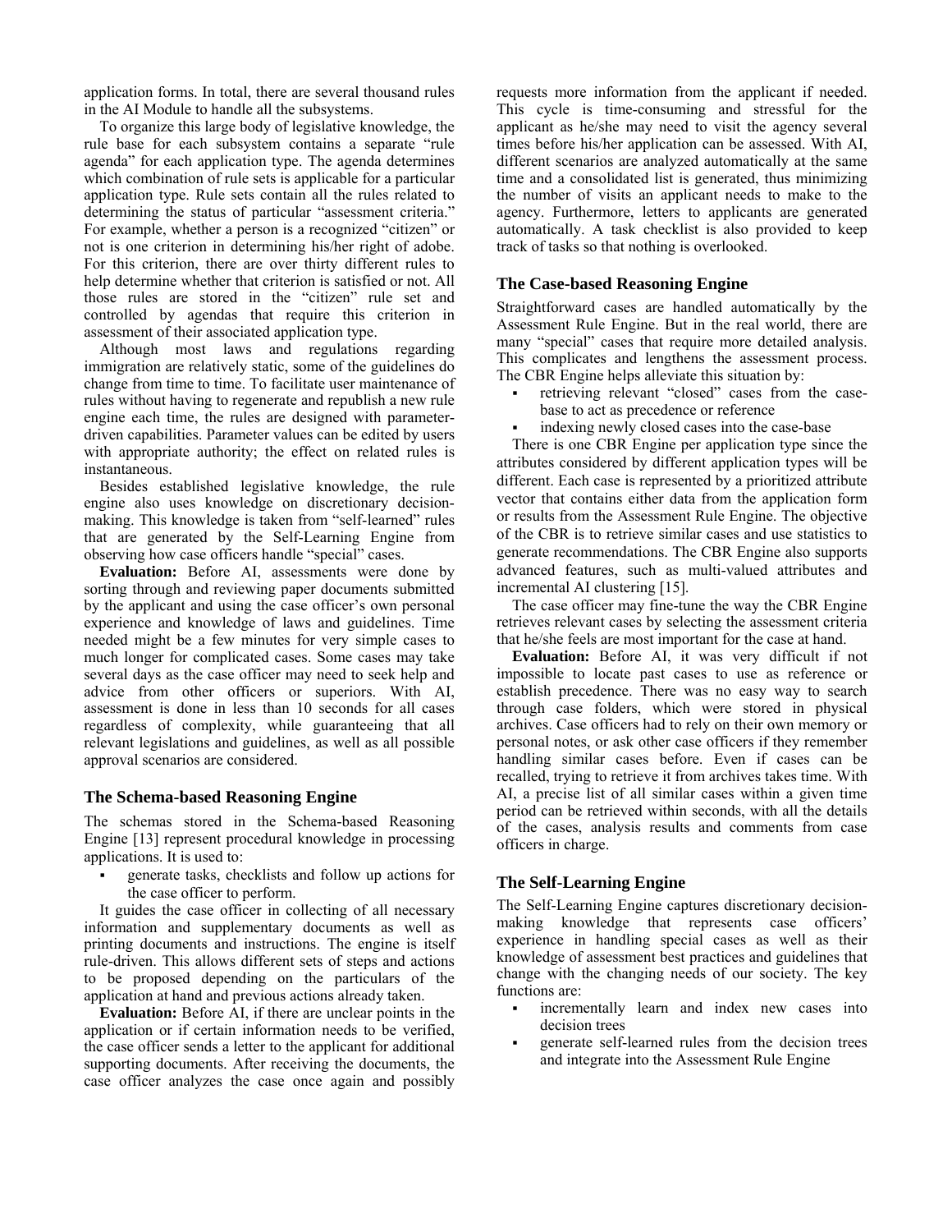application forms. In total, there are several thousand rules in the AI Module to handle all the subsystems.

To organize this large body of legislative knowledge, the rule base for each subsystem contains a separate "rule agenda" for each application type. The agenda determines which combination of rule sets is applicable for a particular application type. Rule sets contain all the rules related to determining the status of particular "assessment criteria." For example, whether a person is a recognized "citizen" or not is one criterion in determining his/her right of adobe. For this criterion, there are over thirty different rules to help determine whether that criterion is satisfied or not. All those rules are stored in the "citizen" rule set and controlled by agendas that require this criterion in assessment of their associated application type.

Although most laws and regulations regarding immigration are relatively static, some of the guidelines do change from time to time. To facilitate user maintenance of rules without having to regenerate and republish a new rule engine each time, the rules are designed with parameter-driven capabilities. Parameter values can be edited by users with appropriate authority; the effect on related rules is instantaneous.

Besides established legislative knowledge, the rule engine also uses knowledge on discretionary decision-making. This knowledge is taken from "self-learned" rules that are generated by the Self-Learning Engine from observing how case officers handle "special" cases.

**Evaluation:** Before AI, assessments were done by sorting through and reviewing paper documents submitted by the applicant and using the case officer's own personal experience and knowledge of laws and guidelines. Time needed might be a few minutes for very simple cases to much longer for complicated cases. Some cases may take several days as the case officer may need to seek help and advice from other officers or superiors. With AI, assessment is done in less than 10 seconds for all cases regardless of complexity, while guaranteeing that all relevant legislations and guidelines, as well as all possible approval scenarios are considered.

### The Schema-based Reasoning Engine

The schemas stored in the Schema-based Reasoning Engine [13] represent procedural knowledge in processing applications. It is used to:

- generate tasks, checklists and follow up actions for the case officer to perform.

It guides the case officer in collecting of all necessary information and supplementary documents as well as printing documents and instructions. The engine is itself rule-driven. This allows different sets of steps and actions to be proposed depending on the particulars of the application at hand and previous actions already taken.

**Evaluation:** Before AI, if there are unclear points in the application or if certain information needs to be verified, the case officer sends a letter to the applicant for additional supporting documents. After receiving the documents, the case officer analyzes the case once again and possibly requests more information from the applicant if needed. This cycle is time-consuming and stressful for the applicant as he/she may need to visit the agency several times before his/her application can be assessed. With AI, different scenarios are analyzed automatically at the same time and a consolidated list is generated, thus minimizing the number of visits an applicant needs to make to the agency. Furthermore, letters to applicants are generated automatically. A task checklist is also provided to keep track of tasks so that nothing is overlooked.

### The Case-based Reasoning Engine

Straightforward cases are handled automatically by the Assessment Rule Engine. But in the real world, there are many "special" cases that require more detailed analysis. This complicates and lengthens the assessment process. The CBR Engine helps alleviate this situation by:

- retrieving relevant "closed" cases from the case-base to act as precedence or reference
- indexing newly closed cases into the case-base

There is one CBR Engine per application type since the attributes considered by different application types will be different. Each case is represented by a prioritized attribute vector that contains either data from the application form or results from the Assessment Rule Engine. The objective of the CBR is to retrieve similar cases and use statistics to generate recommendations. The CBR Engine also supports advanced features, such as multi-valued attributes and incremental AI clustering [15].

The case officer may fine-tune the way the CBR Engine retrieves relevant cases by selecting the assessment criteria that he/she feels are most important for the case at hand.

**Evaluation:** Before AI, it was very difficult if not impossible to locate past cases to use as reference or establish precedence. There was no easy way to search through case folders, which were stored in physical archives. Case officers had to rely on their own memory or personal notes, or ask other case officers if they remember handling similar cases before. Even if cases can be recalled, trying to retrieve it from archives takes time. With AI, a precise list of all similar cases within a given time period can be retrieved within seconds, with all the details of the cases, analysis results and comments from case officers in charge.

### The Self-Learning Engine

The Self-Learning Engine captures discretionary decision-making knowledge that represents case officers' experience in handling special cases as well as their knowledge of assessment best practices and guidelines that change with the changing needs of our society. The key functions are:

- incrementally learn and index new cases into decision trees
- generate self-learned rules from the decision trees and integrate into the Assessment Rule Engine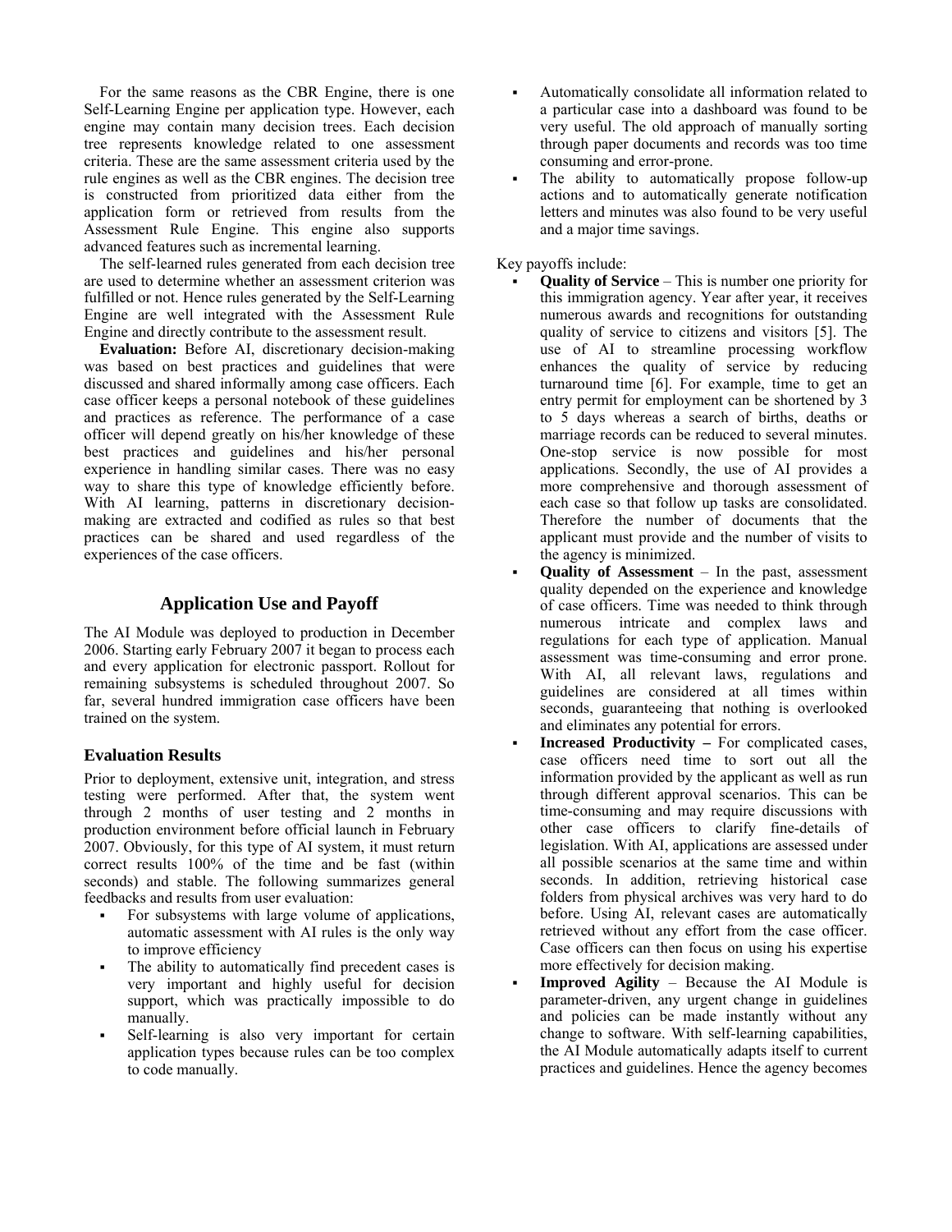For the same reasons as the CBR Engine, there is one Self-Learning Engine per application type. However, each engine may contain many decision trees. Each decision tree represents knowledge related to one assessment criteria. These are the same assessment criteria used by the rule engines as well as the CBR engines. The decision tree is constructed from prioritized data either from the application form or retrieved from results from the Assessment Rule Engine. This engine also supports advanced features such as incremental learning.

The self-learned rules generated from each decision tree are used to determine whether an assessment criterion was fulfilled or not. Hence rules generated by the Self-Learning Engine are well integrated with the Assessment Rule Engine and directly contribute to the assessment result.

**Evaluation:** Before AI, discretionary decision-making was based on best practices and guidelines that were discussed and shared informally among case officers. Each case officer keeps a personal notebook of these guidelines and practices as reference. The performance of a case officer will depend greatly on his/her knowledge of these best practices and guidelines and his/her personal experience in handling similar cases. There was no easy way to share this type of knowledge efficiently before. With AI learning, patterns in discretionary decision-making are extracted and codified as rules so that best practices can be shared and used regardless of the experiences of the case officers.

## Application Use and Payoff

The AI Module was deployed to production in December 2006. Starting early February 2007 it began to process each and every application for electronic passport. Rollout for remaining subsystems is scheduled throughout 2007. So far, several hundred immigration case officers have been trained on the system.

### Evaluation Results

Prior to deployment, extensive unit, integration, and stress testing were performed. After that, the system went through 2 months of user testing and 2 months in production environment before official launch in February 2007. Obviously, for this type of AI system, it must return correct results 100% of the time and be fast (within seconds) and stable. The following summarizes general feedbacks and results from user evaluation:

- For subsystems with large volume of applications, automatic assessment with AI rules is the only way to improve efficiency
- The ability to automatically find precedent cases is very important and highly useful for decision support, which was practically impossible to do manually.
- Self-learning is also very important for certain application types because rules can be too complex to code manually.
- Automatically consolidate all information related to a particular case into a dashboard was found to be very useful. The old approach of manually sorting through paper documents and records was too time consuming and error-prone.
- The ability to automatically propose follow-up actions and to automatically generate notification letters and minutes was also found to be very useful and a major time savings.

Key payoffs include:

- **Quality of Service** – This is number one priority for this immigration agency. Year after year, it receives numerous awards and recognitions for outstanding quality of service to citizens and visitors [5]. The use of AI to streamline processing workflow enhances the quality of service by reducing turnaround time [6]. For example, time to get an entry permit for employment can be shortened by 3 to 5 days whereas a search of births, deaths or marriage records can be reduced to several minutes. One-stop service is now possible for most applications. Secondly, the use of AI provides a more comprehensive and thorough assessment of each case so that follow up tasks are consolidated. Therefore the number of documents that the applicant must provide and the number of visits to the agency is minimized.
- **Quality of Assessment** – In the past, assessment quality depended on the experience and knowledge of case officers. Time was needed to think through numerous intricate and complex laws and regulations for each type of application. Manual assessment was time-consuming and error prone. With AI, all relevant laws, regulations and guidelines are considered at all times within seconds, guaranteeing that nothing is overlooked and eliminates any potential for errors.
- **Increased Productivity –** For complicated cases, case officers need time to sort out all the information provided by the applicant as well as run through different approval scenarios. This can be time-consuming and may require discussions with other case officers to clarify fine-details of legislation. With AI, applications are assessed under all possible scenarios at the same time and within seconds. In addition, retrieving historical case folders from physical archives was very hard to do before. Using AI, relevant cases are automatically retrieved without any effort from the case officer. Case officers can then focus on using his expertise more effectively for decision making.
- **Improved Agility** – Because the AI Module is parameter-driven, any urgent change in guidelines and policies can be made instantly without any change to software. With self-learning capabilities, the AI Module automatically adapts itself to current practices and guidelines. Hence the agency becomes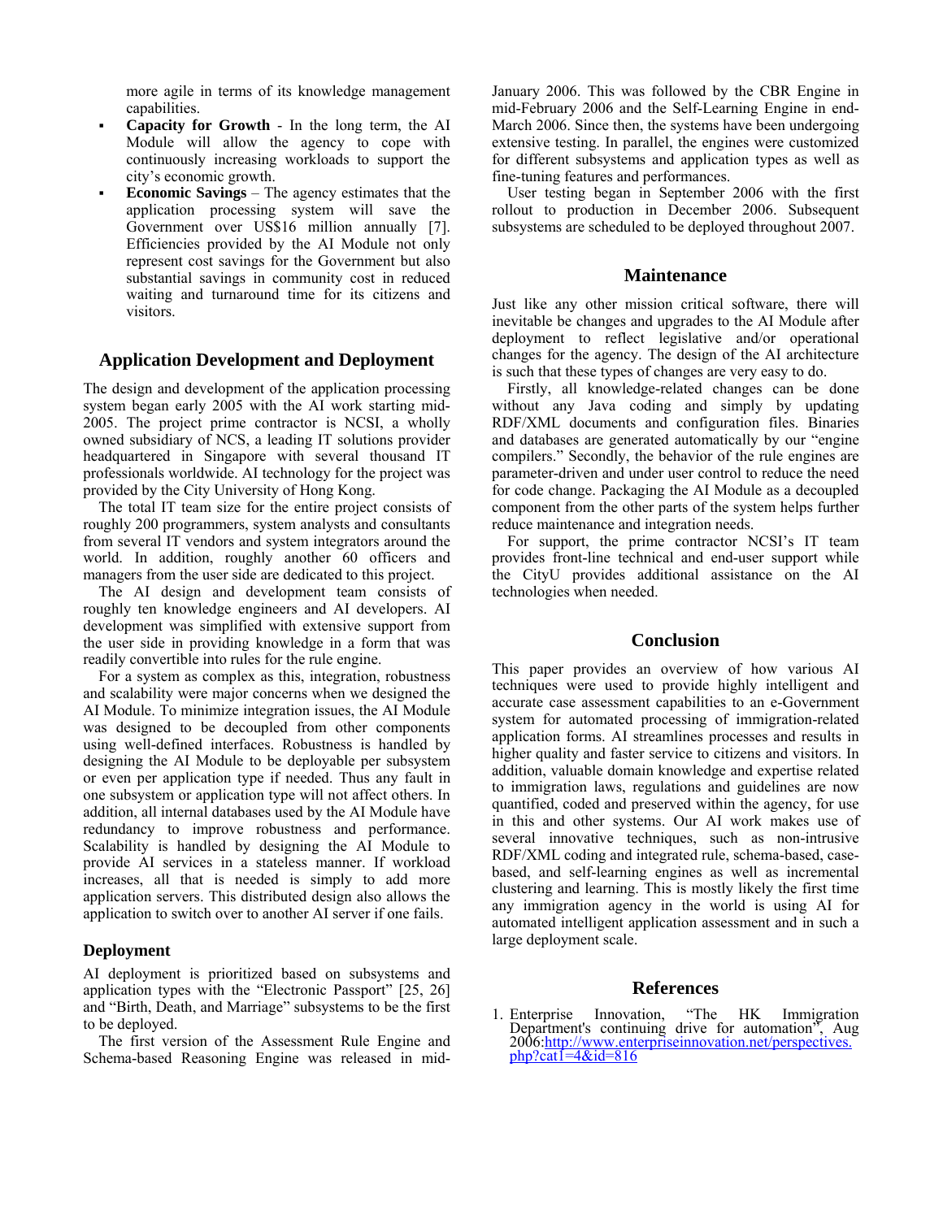more agile in terms of its knowledge management capabilities.

- **Capacity for Growth** - In the long term, the AI Module will allow the agency to cope with continuously increasing workloads to support the city's economic growth.
- **Economic Savings** – The agency estimates that the application processing system will save the Government over US$16 million annually [7]. Efficiencies provided by the AI Module not only represent cost savings for the Government but also substantial savings in community cost in reduced waiting and turnaround time for its citizens and visitors.

## Application Development and Deployment

The design and development of the application processing system began early 2005 with the AI work starting mid-2005. The project prime contractor is NCSI, a wholly owned subsidiary of NCS, a leading IT solutions provider headquartered in Singapore with several thousand IT professionals worldwide. AI technology for the project was provided by the City University of Hong Kong.

The total IT team size for the entire project consists of roughly 200 programmers, system analysts and consultants from several IT vendors and system integrators around the world. In addition, roughly another 60 officers and managers from the user side are dedicated to this project.

The AI design and development team consists of roughly ten knowledge engineers and AI developers. AI development was simplified with extensive support from the user side in providing knowledge in a form that was readily convertible into rules for the rule engine.

For a system as complex as this, integration, robustness and scalability were major concerns when we designed the AI Module. To minimize integration issues, the AI Module was designed to be decoupled from other components using well-defined interfaces. Robustness is handled by designing the AI Module to be deployable per subsystem or even per application type if needed. Thus any fault in one subsystem or application type will not affect others. In addition, all internal databases used by the AI Module have redundancy to improve robustness and performance. Scalability is handled by designing the AI Module to provide AI services in a stateless manner. If workload increases, all that is needed is simply to add more application servers. This distributed design also allows the application to switch over to another AI server if one fails.

### Deployment

AI deployment is prioritized based on subsystems and application types with the "Electronic Passport" [25, 26] and "Birth, Death, and Marriage" subsystems to be the first to be deployed.

The first version of the Assessment Rule Engine and Schema-based Reasoning Engine was released in mid-January 2006. This was followed by the CBR Engine in mid-February 2006 and the Self-Learning Engine in end-March 2006. Since then, the systems have been undergoing extensive testing. In parallel, the engines were customized for different subsystems and application types as well as fine-tuning features and performances.

User testing began in September 2006 with the first rollout to production in December 2006. Subsequent subsystems are scheduled to be deployed throughout 2007.

## Maintenance

Just like any other mission critical software, there will inevitable be changes and upgrades to the AI Module after deployment to reflect legislative and/or operational changes for the agency. The design of the AI architecture is such that these types of changes are very easy to do.

Firstly, all knowledge-related changes can be done without any Java coding and simply by updating RDF/XML documents and configuration files. Binaries and databases are generated automatically by our "engine compilers." Secondly, the behavior of the rule engines are parameter-driven and under user control to reduce the need for code change. Packaging the AI Module as a decoupled component from the other parts of the system helps further reduce maintenance and integration needs.

For support, the prime contractor NCSI's IT team provides front-line technical and end-user support while the CityU provides additional assistance on the AI technologies when needed.

## Conclusion

This paper provides an overview of how various AI techniques were used to provide highly intelligent and accurate case assessment capabilities to an e-Government system for automated processing of immigration-related application forms. AI streamlines processes and results in higher quality and faster service to citizens and visitors. In addition, valuable domain knowledge and expertise related to immigration laws, regulations and guidelines are now quantified, coded and preserved within the agency, for use in this and other systems. Our AI work makes use of several innovative techniques, such as non-intrusive RDF/XML coding and integrated rule, schema-based, case-based, and self-learning engines as well as incremental clustering and learning. This is mostly likely the first time any immigration agency in the world is using AI for automated intelligent application assessment and in such a large deployment scale.

## References

1. Enterprise Innovation, "The HK Immigration Department's continuing drive for automation", Aug 2006:http://www.enterpriseinnovation.net/perspectives.php?cat1=4&id=816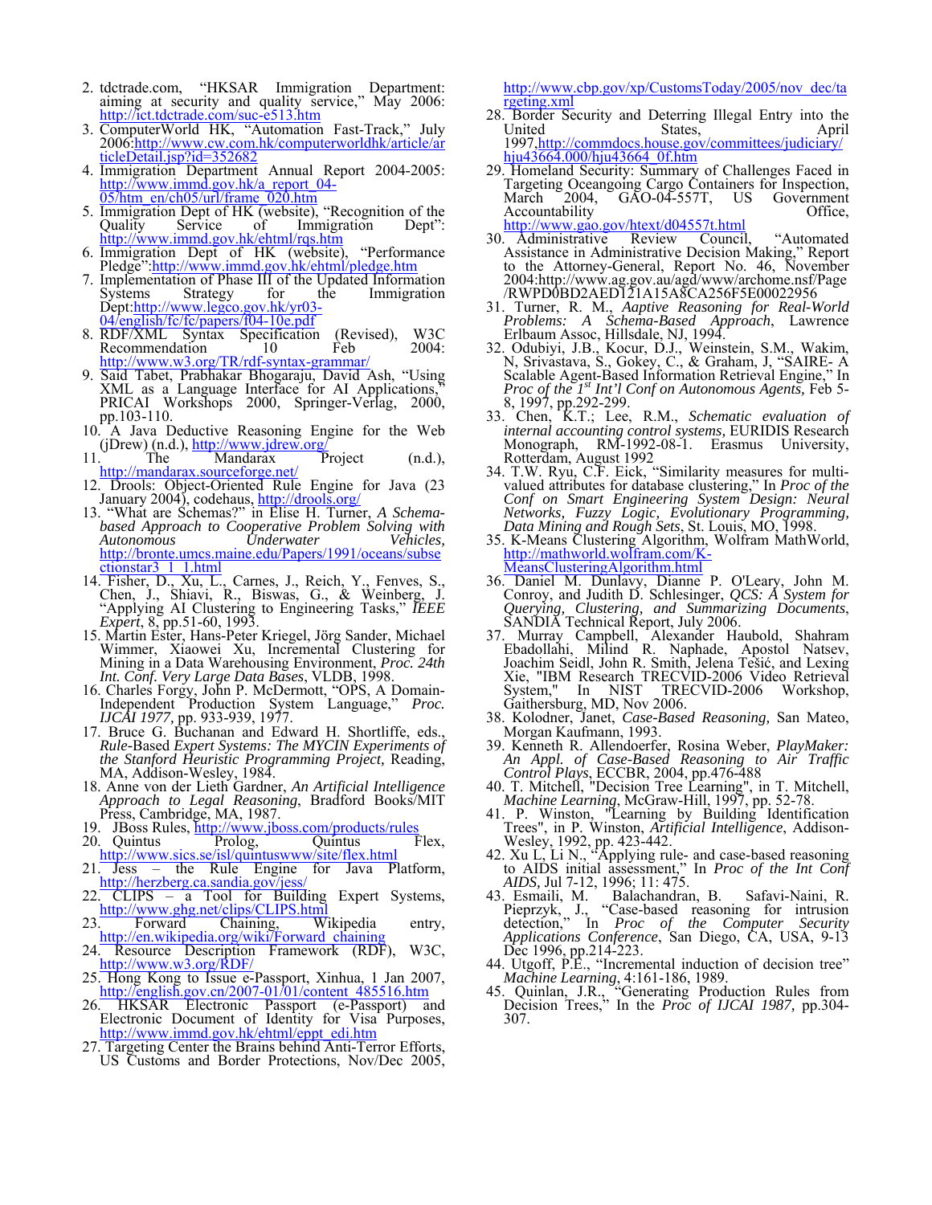2. tdctrade.com, "HKSAR Immigration Department: aiming at security and quality service," May 2006: http://ict.tdctrade.com/suc-e513.htm
3. ComputerWorld HK, "Automation Fast-Track," July 2006:http://www.cw.com.hk/computerworldhk/article/articleDetail.jsp?id=352682
4. Immigration Department Annual Report 2004-2005: http://www.immd.gov.hk/a_report_04-05/htm_en/ch05/url/frame_020.htm
5. Immigration Dept of HK (website), "Recognition of the Quality Service of Immigration Dept": http://www.immd.gov.hk/ehtml/rqs.htm
6. Immigration Dept of HK (website), "Performance Pledge":http://www.immd.gov.hk/ehtml/pledge.htm
7. Implementation of Phase III of the Updated Information Systems Strategy for the Immigration Dept:http://www.legco.gov.hk/yr03-04/english/fc/fc/papers/f04-10e.pdf
8. RDF/XML Syntax Specification (Revised), W3C Recommendation 10 Feb 2004: http://www.w3.org/TR/rdf-syntax-grammar/
9. Said Tabet, Prabhakar Bhogaraju, David Ash, "Using XML as a Language Interface for AI Applications," PRICAI Workshops 2000, Springer-Verlag, 2000, pp.103-110.
10. A Java Deductive Reasoning Engine for the Web (jDrew) (n.d.), http://www.jdrew.org/
11. The Mandarax Project (n.d.), http://mandarax.sourceforge.net/
12. Drools: Object-Oriented Rule Engine for Java (23 January 2004), codehaus, http://drools.org/
13. "What are Schemas?" in Elise H. Turner, *A Schema-based Approach to Cooperative Problem Solving with Autonomous Underwater Vehicles,* http://bronte.umcs.maine.edu/Papers/1991/oceans/subsectionstar3_1_1.html
14. Fisher, D., Xu, L., Carnes, J., Reich, Y., Fenves, S., Chen, J., Shiavi, R., Biswas, G., & Weinberg, J. "Applying AI Clustering to Engineering Tasks," *IEEE Expert*, 8, pp.51-60, 1993.
15. Martin Ester, Hans-Peter Kriegel, Jörg Sander, Michael Wimmer, Xiaowei Xu, Incremental Clustering for Mining in a Data Warehousing Environment, *Proc. 24th Int. Conf. Very Large Data Bases*, VLDB, 1998.
16. Charles Forgy, John P. McDermott, "OPS, A Domain-Independent Production System Language," *Proc. IJCAI 1977,* pp. 933-939, 1977.
17. Bruce G. Buchanan and Edward H. Shortliffe, eds., *Rule*-Based *Expert Systems: The MYCIN Experiments of the Stanford Heuristic Programming Project,* Reading, MA, Addison-Wesley, 1984.
18. Anne von der Lieth Gardner, *An Artificial Intelligence Approach to Legal Reasoning*, Bradford Books/MIT Press, Cambridge, MA, 1987.
19. JBoss Rules, http://www.jboss.com/products/rules
20. Quintus Prolog, Quintus Flex, http://www.sics.se/isl/quintuswww/site/flex.html
21. Jess – the Rule Engine for Java Platform, http://herzberg.ca.sandia.gov/jess/
22. CLIPS – a Tool for Building Expert Systems, http://www.ghg.net/clips/CLIPS.html
23. Forward Chaining, Wikipedia entry, http://en.wikipedia.org/wiki/Forward_chaining
24. Resource Description Framework (RDF), W3C, http://www.w3.org/RDF/
25. Hong Kong to Issue e-Passport, Xinhua, 1 Jan 2007, http://english.gov.cn/2007-01/01/content_485516.htm
26. HKSAR Electronic Passport (e-Passport) and Electronic Document of Identity for Visa Purposes, http://www.immd.gov.hk/ehtml/eppt_edi.htm
27. Targeting Center the Brains behind Anti-Terror Efforts, US Customs and Border Protections, Nov/Dec 2005, http://www.cbp.gov/xp/CustomsToday/2005/nov_dec/targeting.xml
28. Border Security and Deterring Illegal Entry into the United States, April 1997,http://commdocs.house.gov/committees/judiciary/hju43664.000/hju43664_0f.htm
29. Homeland Security: Summary of Challenges Faced in Targeting Oceangoing Cargo Containers for Inspection, March 2004, GAO-04-557T, US Government Accountability Office, http://www.gao.gov/htext/d04557t.html
30. Administrative Review Council, "Automated Assistance in Administrative Decision Making," Report to the Attorney-General, Report No. 46, November 2004:http://www.ag.gov.au/agd/www/archome.nsf/Page/RWPD0BD2AED121A15A8CA256F5E00022956
31. Turner, R. M., *Aaptive Reasoning for Real-World Problems: A Schema-Based Approach*, Lawrence Erlbaum Assoc, Hillsdale, NJ, 1994.
32. Odubiyi, J.B., Kocur, D.J., Weinstein, S.M., Wakim, N, Srivastava, S., Gokey, C., & Graham, J, "SAIRE- A Scalable Agent-Based Information Retrieval Engine," In *Proc of the 1st Int'l Conf on Autonomous Agents,* Feb 5-8, 1997, pp.292-299.
33. Chen, K.T.; Lee, R.M., *Schematic evaluation of internal accounting control systems,* EURIDIS Research Monograph, RM-1992-08-1. Erasmus University, Rotterdam, August 1992
34. T.W. Ryu, C.F. Eick, "Similarity measures for multi-valued attributes for database clustering," In *Proc of the Conf on Smart Engineering System Design: Neural Networks, Fuzzy Logic, Evolutionary Programming, Data Mining and Rough Sets*, St. Louis, MO, 1998.
35. K-Means Clustering Algorithm, Wolfram MathWorld, http://mathworld.wolfram.com/K-MeansClusteringAlgorithm.html
36. Daniel M. Dunlavy, Dianne P. O'Leary, John M. Conroy, and Judith D. Schlesinger, *QCS: A System for Querying, Clustering, and Summarizing Documents*, SANDIA Technical Report, July 2006.
37. Murray Campbell, Alexander Haubold, Shahram Ebadollahi, Milind R. Naphade, Apostol Natsev, Joachim Seidl, John R. Smith, Jelena Tešić, and Lexing Xie, "IBM Research TRECVID-2006 Video Retrieval System," In NIST TRECVID-2006 Workshop, Gaithersburg, MD, Nov 2006.
38. Kolodner, Janet, *Case-Based Reasoning,* San Mateo, Morgan Kaufmann, 1993.
39. Kenneth R. Allendoerfer, Rosina Weber, *PlayMaker: An Appl. of Case-Based Reasoning to Air Traffic Control Plays*, ECCBR, 2004, pp.476-488
40. T. Mitchell, "Decision Tree Learning", in T. Mitchell, *Machine Learning*, McGraw-Hill, 1997, pp. 52-78.
41. P. Winston, "Learning by Building Identification Trees", in P. Winston, *Artificial Intelligence*, Addison-Wesley, 1992, pp. 423-442.
42. Xu L, Li N., "Applying rule- and case-based reasoning to AIDS initial assessment," In *Proc of the Int Conf AIDS,* Jul 7-12, 1996; 11: 475.
43. Esmaili, M. Balachandran, B. Safavi-Naini, R. Pieprzyk, J., "Case-based reasoning for intrusion detection," In *Proc of the Computer Security Applications Conference*, San Diego, CA, USA, 9-13 Dec 1996, pp.214-223.
44. Utgoff, P.E., "Incremental induction of decision tree" *Machine Learning*, 4:161-186, 1989.
45. Quinlan, J.R., "Generating Production Rules from Decision Trees," In the *Proc of IJCAI 1987,* pp.304-307.